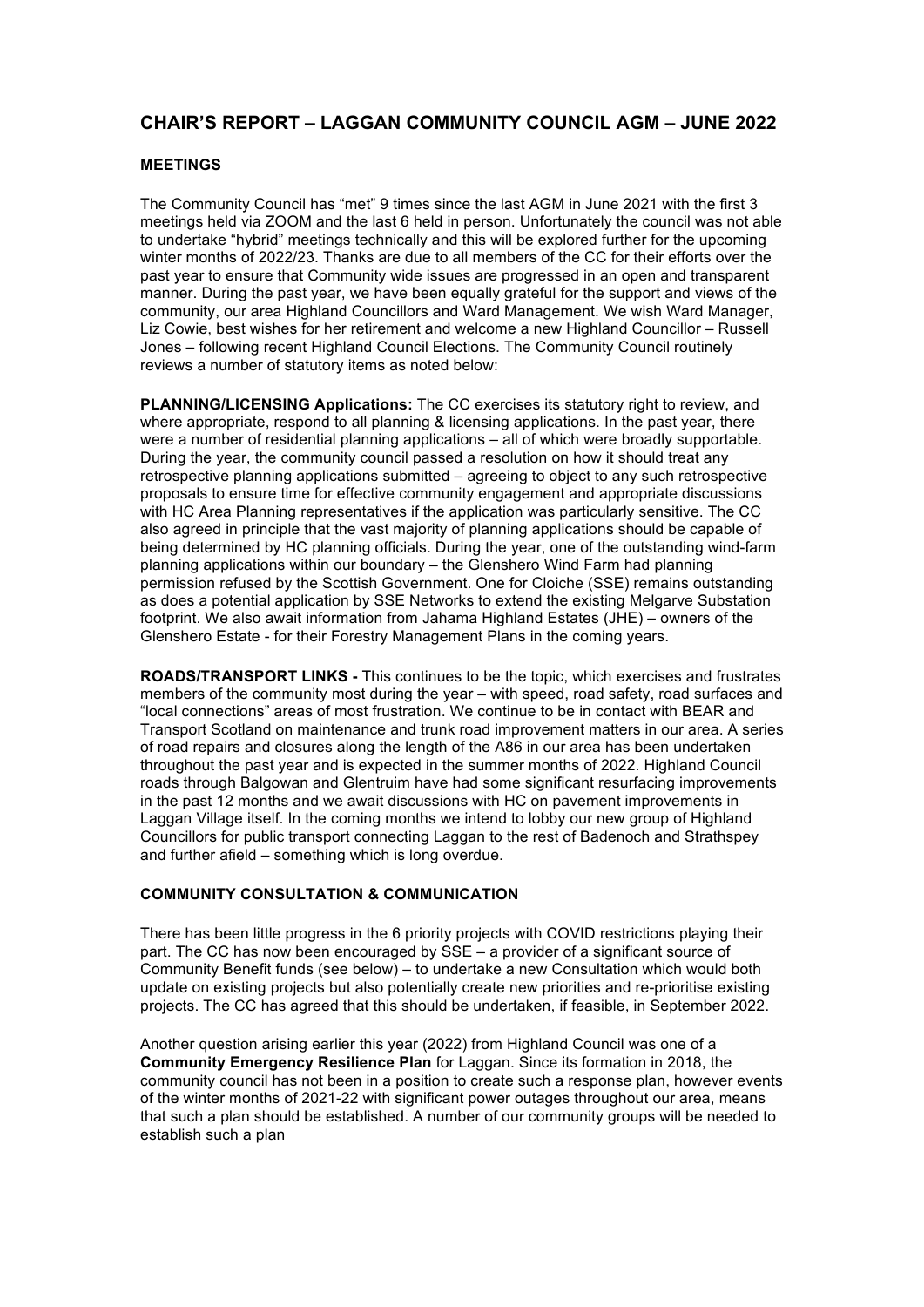# CHAIR'S REPORT – LAGGAN COMMUNITY COUNCIL AGM – JUNE 2022

### MEETINGS

The Community Council has "met" 9 times since the last AGM in June 2021 with the first 3 meetings held via ZOOM and the last 6 held in person. Unfortunately the council was not able to undertake "hybrid" meetings technically and this will be explored further for the upcoming winter months of 2022/23. Thanks are due to all members of the CC for their efforts over the past year to ensure that Community wide issues are progressed in an open and transparent manner. During the past year, we have been equally grateful for the support and views of the community, our area Highland Councillors and Ward Management. We wish Ward Manager, Liz Cowie, best wishes for her retirement and welcome a new Highland Councillor – Russell Jones – following recent Highland Council Elections. The Community Council routinely reviews a number of statutory items as noted below:

**PLANNING/LICENSING Applications:** The CC exercises its statutory right to review, and where appropriate, respond to all planning & licensing applications. In the past year, there were a number of residential planning applications – all of which were broadly supportable. During the year, the community council passed a resolution on how it should treat any retrospective planning applications submitted – agreeing to object to any such retrospective proposals to ensure time for effective community engagement and appropriate discussions with HC Area Planning representatives if the application was particularly sensitive. The CC also agreed in principle that the vast majority of planning applications should be capable of being determined by HC planning officials. During the year, one of the outstanding wind-farm planning applications within our boundary – the Glenshero Wind Farm had planning permission refused by the Scottish Government. One for Cloiche (SSE) remains outstanding as does a potential application by SSE Networks to extend the existing Melgarve Substation footprint. We also await information from Jahama Highland Estates (JHE) – owners of the Glenshero Estate - for their Forestry Management Plans in the coming years.

**ROADS/TRANSPORT LINKS -** This continues to be the topic, which exercises and frustrates members of the community most during the year – with speed, road safety, road surfaces and "local connections" areas of most frustration. We continue to be in contact with BEAR and Transport Scotland on maintenance and trunk road improvement matters in our area. A series of road repairs and closures along the length of the A86 in our area has been undertaken throughout the past year and is expected in the summer months of 2022. Highland Council roads through Balgowan and Glentruim have had some significant resurfacing improvements in the past 12 months and we await discussions with HC on pavement improvements in Laggan Village itself. In the coming months we intend to lobby our new group of Highland Councillors for public transport connecting Laggan to the rest of Badenoch and Strathspey and further afield – something which is long overdue.

### COMMUNITY CONSULTATION & COMMUNICATION

There has been little progress in the 6 priority projects with COVID restrictions playing their part. The CC has now been encouraged by SSE – a provider of a significant source of Community Benefit funds (see below) – to undertake a new Consultation which would both update on existing projects but also potentially create new priorities and re-prioritise existing projects. The CC has agreed that this should be undertaken, if feasible, in September 2022.

Another question arising earlier this year (2022) from Highland Council was one of a **Community Emergency Resilience Plan** for Laggan. Since its formation in 2018, the community council has not been in a position to create such a response plan, however events of the winter months of 2021-22 with significant power outages throughout our area, means that such a plan should be established. A number of our community groups will be needed to establish such a plan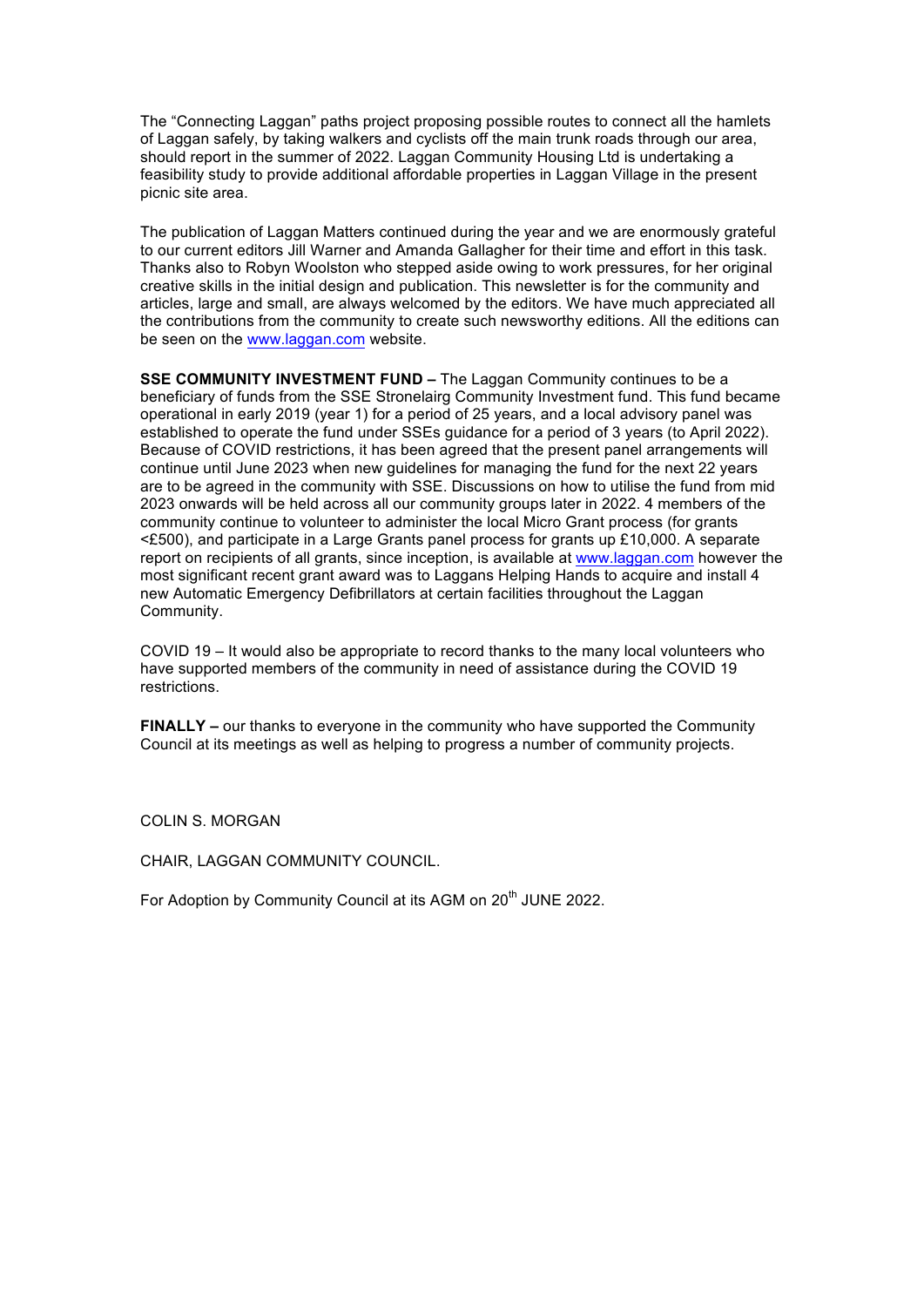The "Connecting Laggan" paths project proposing possible routes to connect all the hamlets of Laggan safely, by taking walkers and cyclists off the main trunk roads through our area, should report in the summer of 2022. Laggan Community Housing Ltd is undertaking a feasibility study to provide additional affordable properties in Laggan Village in the present picnic site area.

The publication of Laggan Matters continued during the year and we are enormously grateful to our current editors Jill Warner and Amanda Gallagher for their time and effort in this task. Thanks also to Robyn Woolston who stepped aside owing to work pressures, for her original creative skills in the initial design and publication. This newsletter is for the community and articles, large and small, are always welcomed by the editors. We have much appreciated all the contributions from the community to create such newsworthy editions. All the editions can be seen on the www.laggan.com website.

**SSE COMMUNITY INVESTMENT FUND –** The Laggan Community continues to be a beneficiary of funds from the SSE Stronelairg Community Investment fund. This fund became operational in early 2019 (year 1) for a period of 25 years, and a local advisory panel was established to operate the fund under SSEs guidance for a period of 3 years (to April 2022). Because of COVID restrictions, it has been agreed that the present panel arrangements will continue until June 2023 when new guidelines for managing the fund for the next 22 years are to be agreed in the community with SSE. Discussions on how to utilise the fund from mid 2023 onwards will be held across all our community groups later in 2022. 4 members of the community continue to volunteer to administer the local Micro Grant process (for grants <£500), and participate in a Large Grants panel process for grants up £10,000. A separate report on recipients of all grants, since inception, is available at www.laggan.com however the most significant recent grant award was to Laggans Helping Hands to acquire and install 4 new Automatic Emergency Defibrillators at certain facilities throughout the Laggan Community.

COVID 19 – It would also be appropriate to record thanks to the many local volunteers who have supported members of the community in need of assistance during the COVID 19 restrictions.

**FINALLY –** our thanks to everyone in the community who have supported the Community Council at its meetings as well as helping to progress a number of community projects.

COLIN S. MORGAN

CHAIR, LAGGAN COMMUNITY COUNCIL.

For Adoption by Community Council at its AGM on 20th JUNE 2022.